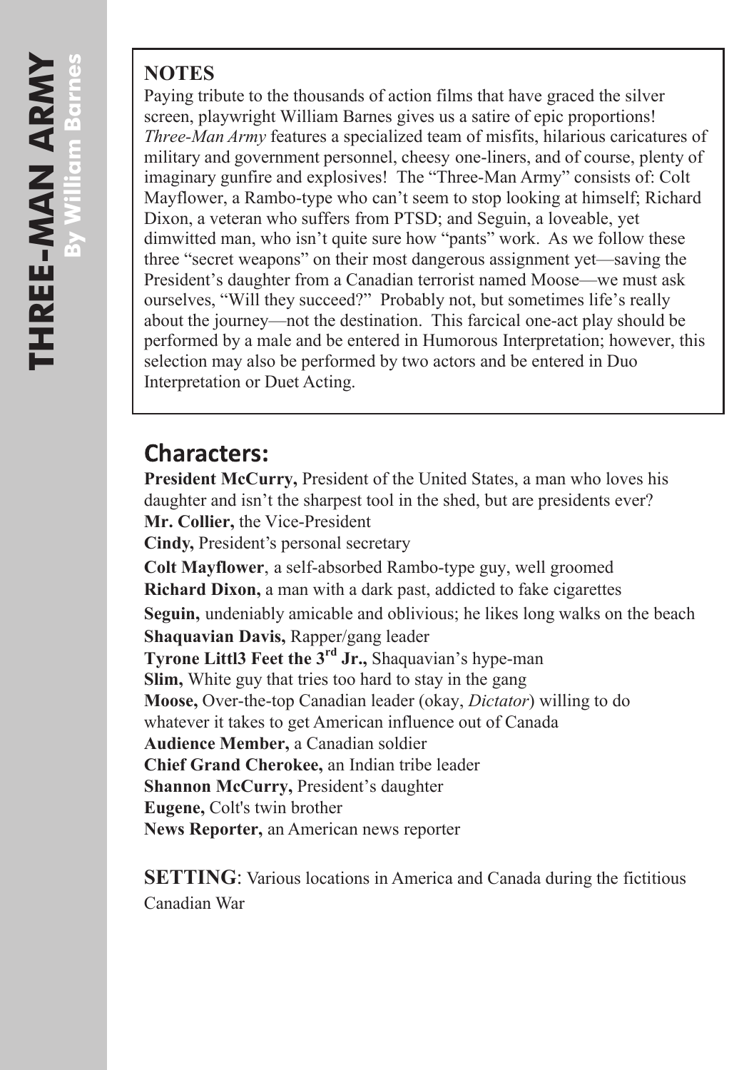## NOTES

Paying tribute to the thousands of action films that have graced the silver screen, playwright William Barnes gives us a satire of epic proportions! *Three-Man Army* features a specialized team of misfits, hilarious caricatures of military and government personnel, cheesy one-liners, and of course, plenty of imaginary gunfire and explosives! The "Three-Man Army" consists of: Colt Mayflower, a Rambo-type who can't seem to stop looking at himself; Richard Dixon, a veteran who suffers from PTSD; and Seguin, a loveable, yet dimwitted man, who isn't quite sure how "pants" work. As we follow these three "secret weapons" on their most dangerous assignment yet—saving the President's daughter from a Canadian terrorist named Moose—we must ask ourselves, "Will they succeed?" Probably not, but sometimes life's really about the journey—not the destination. This farcical one-act play should be performed by a male and be entered in Humorous Interpretation; however, this selection may also be performed by two actors and be entered in Duo Interpretation or Duet Acting.

## Characters:

**President McCurry,** President of the United States, a man who loves his daughter and isn't the sharpest tool in the shed, but are presidents ever?
**Mr. Collier,** the Vice-President
**Cindy,** President's personal secretary
**Colt Mayflower**, a self-absorbed Rambo-type guy, well groomed
**Richard Dixon,** a man with a dark past, addicted to fake cigarettes
**Seguin,** undeniably amicable and oblivious; he likes long walks on the beach
**Shaquavian Davis,** Rapper/gang leader
**Tyrone Littl3 Feet the 3rd Jr.,** Shaquavian's hype-man
**Slim,** White guy that tries too hard to stay in the gang
**Moose,** Over-the-top Canadian leader (okay, *Dictator*) willing to do whatever it takes to get American influence out of Canada
**Audience Member,** a Canadian soldier
**Chief Grand Cherokee,** an Indian tribe leader
**Shannon McCurry,** President's daughter
**Eugene,** Colt's twin brother
**News Reporter,** an American news reporter

**SETTING**: Various locations in America and Canada during the fictitious Canadian War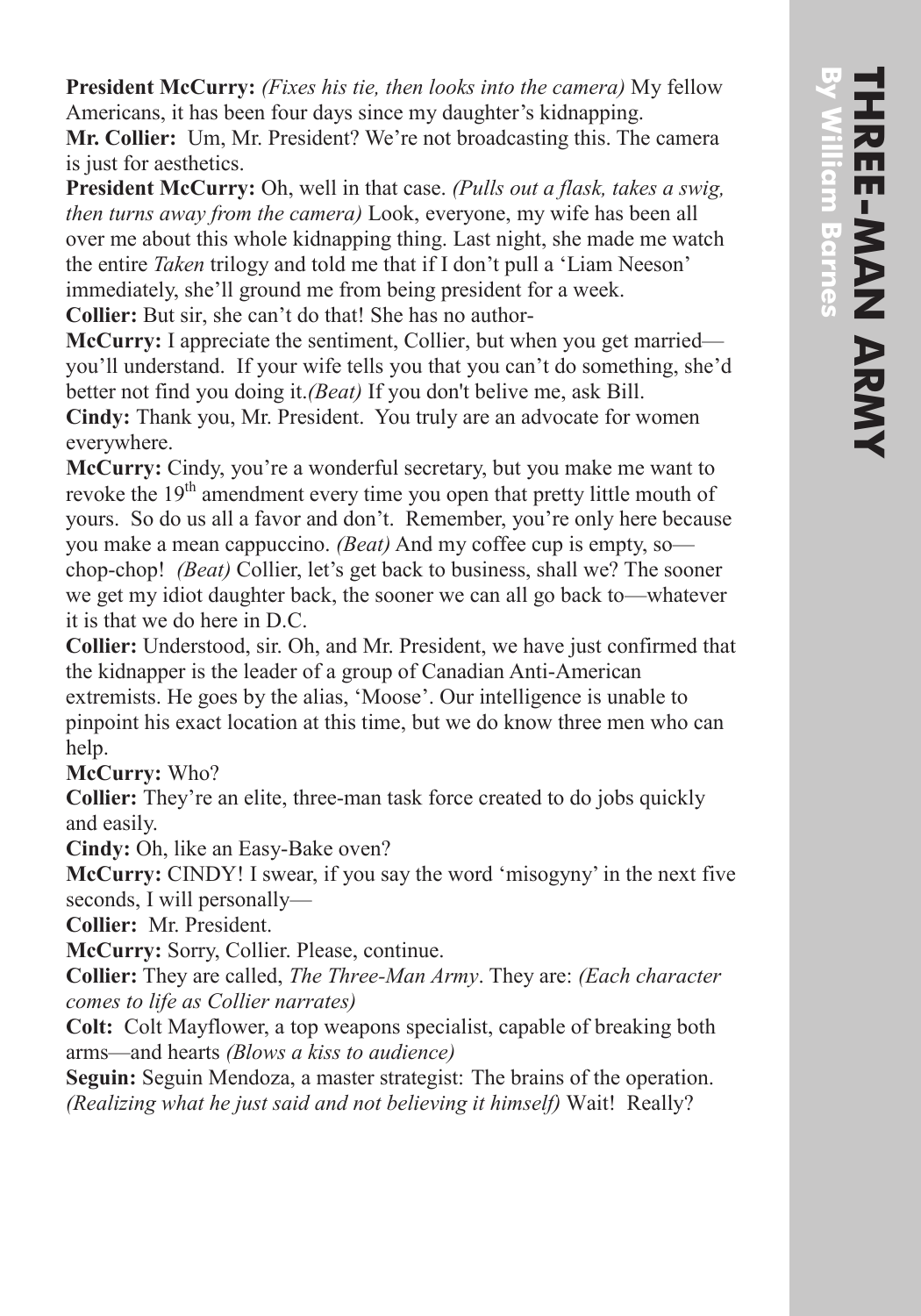**President McCurry:** *(Fixes his tie, then looks into the camera)* My fellow Americans, it has been four days since my daughter's kidnapping.

**Mr. Collier:** Um, Mr. President? We're not broadcasting this. The camera is just for aesthetics.

**President McCurry:** Oh, well in that case. *(Pulls out a flask, takes a swig, then turns away from the camera)* Look, everyone, my wife has been all over me about this whole kidnapping thing. Last night, she made me watch the entire *Taken* trilogy and told me that if I don't pull a 'Liam Neeson' immediately, she'll ground me from being president for a week.

**Collier:** But sir, she can't do that! She has no author-

**McCurry:** I appreciate the sentiment, Collier, but when you get married—you'll understand. If your wife tells you that you can't do something, she'd better not find you doing it.*(Beat)* If you don't belive me, ask Bill.

**Cindy:** Thank you, Mr. President. You truly are an advocate for women everywhere.

**McCurry:** Cindy, you're a wonderful secretary, but you make me want to revoke the 19th amendment every time you open that pretty little mouth of yours. So do us all a favor and don't. Remember, you're only here because you make a mean cappuccino. *(Beat)* And my coffee cup is empty, so—chop-chop! *(Beat)* Collier, let's get back to business, shall we? The sooner we get my idiot daughter back, the sooner we can all go back to—whatever it is that we do here in D.C.

**Collier:** Understood, sir. Oh, and Mr. President, we have just confirmed that the kidnapper is the leader of a group of Canadian Anti-American extremists. He goes by the alias, 'Moose'. Our intelligence is unable to pinpoint his exact location at this time, but we do know three men who can help.

**McCurry:** Who?

**Collier:** They're an elite, three-man task force created to do jobs quickly and easily.

**Cindy:** Oh, like an Easy-Bake oven?

**McCurry:** CINDY! I swear, if you say the word 'misogyny' in the next five seconds, I will personally—

**Collier:** Mr. President.

**McCurry:** Sorry, Collier. Please, continue.

**Collier:** They are called, *The Three-Man Army*. They are: *(Each character comes to life as Collier narrates)*

**Colt:** Colt Mayflower, a top weapons specialist, capable of breaking both arms—and hearts *(Blows a kiss to audience)*

**Seguin:** Seguin Mendoza, a master strategist: The brains of the operation. *(Realizing what he just said and not believing it himself)* Wait! Really?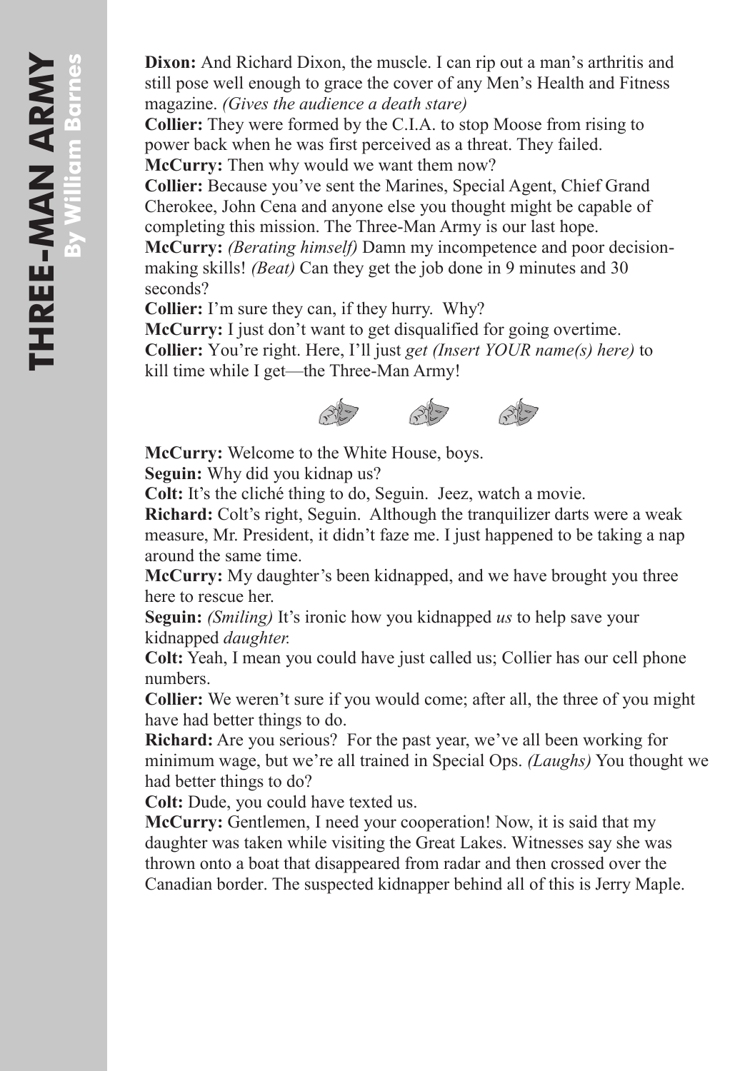**Dixon:** And Richard Dixon, the muscle. I can rip out a man's arthritis and still pose well enough to grace the cover of any Men's Health and Fitness magazine. *(Gives the audience a death stare)*

**Collier:** They were formed by the C.I.A. to stop Moose from rising to power back when he was first perceived as a threat. They failed.

**McCurry:** Then why would we want them now?

**Collier:** Because you've sent the Marines, Special Agent, Chief Grand Cherokee, John Cena and anyone else you thought might be capable of completing this mission. The Three-Man Army is our last hope.

**McCurry:** *(Berating himself)* Damn my incompetence and poor decision-making skills! *(Beat)* Can they get the job done in 9 minutes and 30 seconds?

**Collier:** I'm sure they can, if they hurry. Why?

**McCurry:** I just don't want to get disqualified for going overtime.

**Collier:** You're right. Here, I'll just *get (Insert YOUR name(s) here)* to kill time while I get—the Three-Man Army!

**McCurry:** Welcome to the White House, boys.

**Seguin:** Why did you kidnap us?

**Colt:** It's the cliché thing to do, Seguin. Jeez, watch a movie.

**Richard:** Colt's right, Seguin. Although the tranquilizer darts were a weak measure, Mr. President, it didn't faze me. I just happened to be taking a nap around the same time.

**McCurry:** My daughter's been kidnapped, and we have brought you three here to rescue her.

**Seguin:** *(Smiling)* It's ironic how you kidnapped *us* to help save your kidnapped *daughter.*

**Colt:** Yeah, I mean you could have just called us; Collier has our cell phone numbers.

**Collier:** We weren't sure if you would come; after all, the three of you might have had better things to do.

**Richard:** Are you serious? For the past year, we've all been working for minimum wage, but we're all trained in Special Ops. *(Laughs)* You thought we had better things to do?

**Colt:** Dude, you could have texted us.

**McCurry:** Gentlemen, I need your cooperation! Now, it is said that my daughter was taken while visiting the Great Lakes. Witnesses say she was thrown onto a boat that disappeared from radar and then crossed over the Canadian border. The suspected kidnapper behind all of this is Jerry Maple.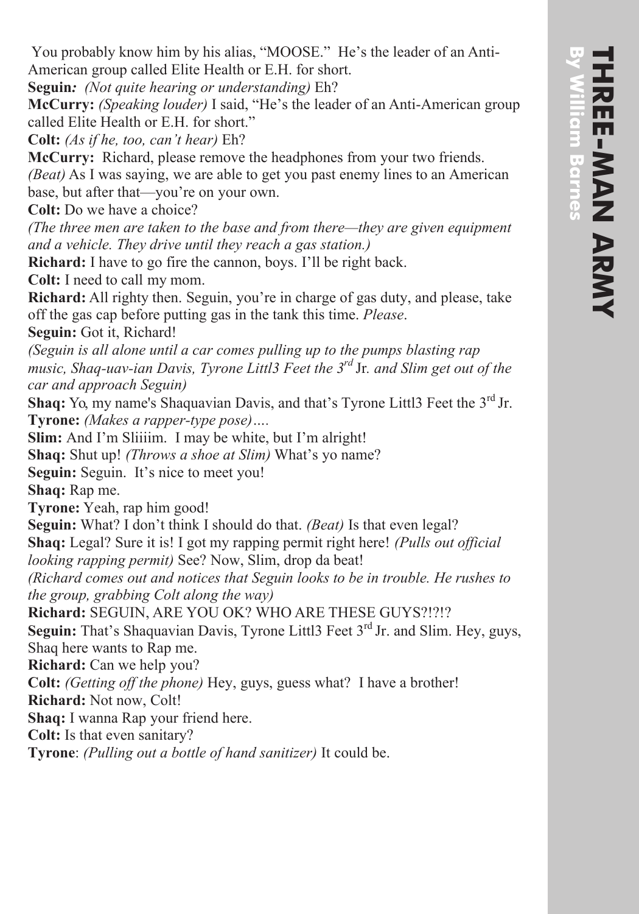You probably know him by his alias, "MOOSE." He's the leader of an Anti-American group called Elite Health or E.H. for short.

**Seguin:** *(Not quite hearing or understanding)* Eh?

**McCurry:** *(Speaking louder)* I said, "He's the leader of an Anti-American group called Elite Health or E.H. for short."

**Colt:** *(As if he, too, can't hear)* Eh?

**McCurry:** Richard, please remove the headphones from your two friends. *(Beat)* As I was saying, we are able to get you past enemy lines to an American base, but after that—you're on your own.

**Colt:** Do we have a choice?

*(The three men are taken to the base and from there—they are given equipment and a vehicle. They drive until they reach a gas station.)*

**Richard:** I have to go fire the cannon, boys. I'll be right back.

**Colt:** I need to call my mom.

**Richard:** All righty then. Seguin, you're in charge of gas duty, and please, take off the gas cap before putting gas in the tank this time. *Please*.

**Seguin:** Got it, Richard!

*(Seguin is all alone until a car comes pulling up to the pumps blasting rap music, Shaq-uav-ian Davis, Tyrone Littl3 Feet the 3rd* Jr. *and Slim get out of the car and approach Seguin)*

**Shaq:** Yo, my name's Shaquavian Davis, and that's Tyrone Littl3 Feet the 3rd Jr.

**Tyrone:** *(Makes a rapper-type pose)….*

**Slim:** And I'm Sliiiim. I may be white, but I'm alright!

**Shaq:** Shut up! *(Throws a shoe at Slim)* What's yo name?

**Seguin:** Seguin. It's nice to meet you!

**Shaq:** Rap me.

**Tyrone:** Yeah, rap him good!

**Seguin:** What? I don't think I should do that. *(Beat)* Is that even legal?

**Shaq:** Legal? Sure it is! I got my rapping permit right here! *(Pulls out official looking rapping permit)* See? Now, Slim, drop da beat!

*(Richard comes out and notices that Seguin looks to be in trouble. He rushes to the group, grabbing Colt along the way)*

**Richard:** SEGUIN, ARE YOU OK? WHO ARE THESE GUYS?!?!?

**Seguin:** That's Shaquavian Davis, Tyrone Littl3 Feet 3rd Jr. and Slim. Hey, guys, Shaq here wants to Rap me.

**Richard:** Can we help you?

**Colt:** *(Getting off the phone)* Hey, guys, guess what? I have a brother!

**Richard:** Not now, Colt!

**Shaq:** I wanna Rap your friend here.

**Colt:** Is that even sanitary?

**Tyrone**: *(Pulling out a bottle of hand sanitizer)* It could be.